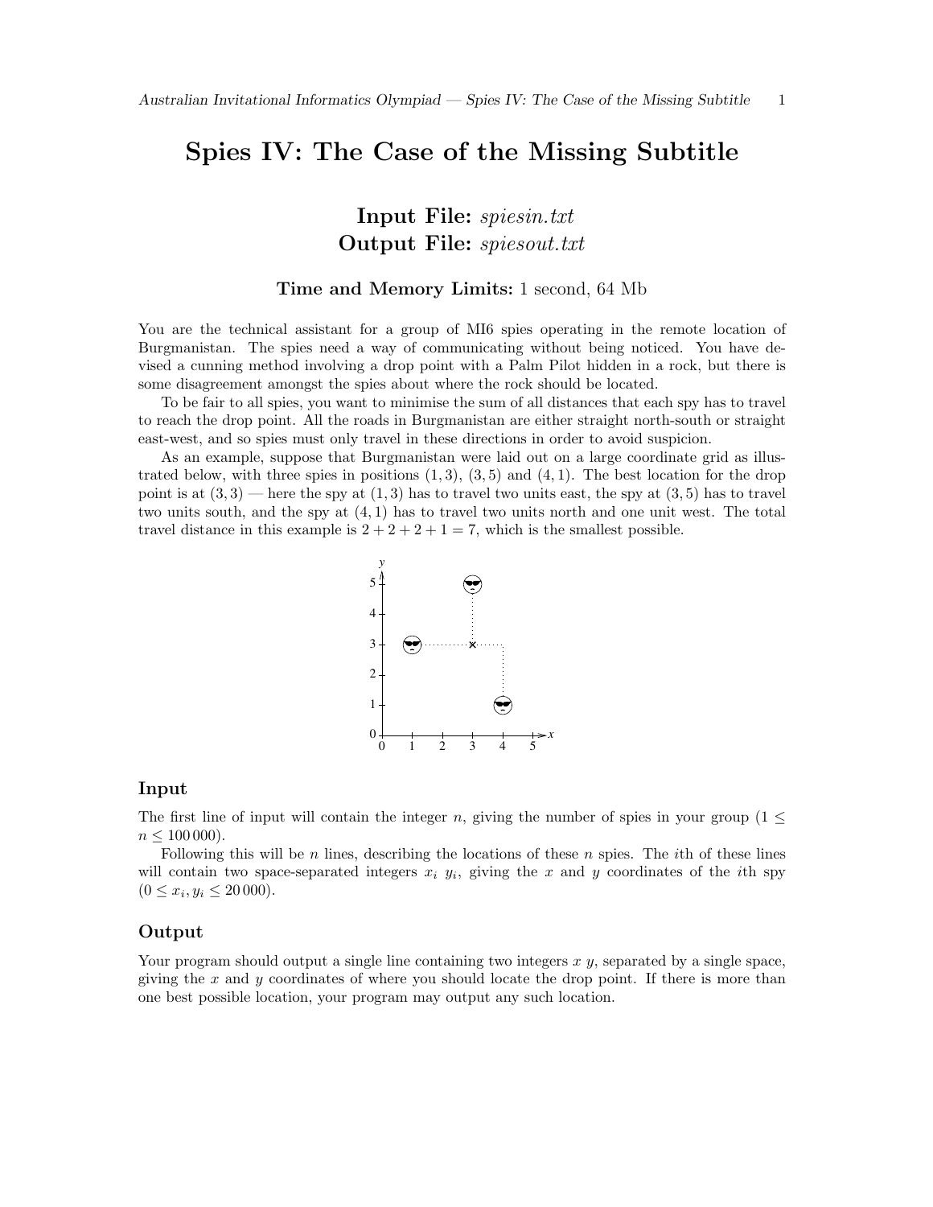# Spies IV: The Case of the Missing Subtitle

**Input File:** *spiesin.txt*
**Output File:** *spiesout.txt*

**Time and Memory Limits:** 1 second, 64 Mb

You are the technical assistant for a group of MI6 spies operating in the remote location of Burgmanistan. The spies need a way of communicating without being noticed. You have devised a cunning method involving a drop point with a Palm Pilot hidden in a rock, but there is some disagreement amongst the spies about where the rock should be located.

To be fair to all spies, you want to minimise the sum of all distances that each spy has to travel to reach the drop point. All the roads in Burgmanistan are either straight north-south or straight east-west, and so spies must only travel in these directions in order to avoid suspicion.

As an example, suppose that Burgmanistan were laid out on a large coordinate grid as illustrated below, with three spies in positions $(1, 3)$, $(3, 5)$ and $(4, 1)$. The best location for the drop point is at $(3, 3)$ — here the spy at $(1, 3)$ has to travel two units east, the spy at $(3, 5)$ has to travel two units south, and the spy at $(4, 1)$ has to travel two units north and one unit west. The total travel distance in this example is $2 + 2 + 2 + 1 = 7$, which is the smallest possible.

## Input

The first line of input will contain the integer $n$, giving the number of spies in your group ($1 \leq n \leq 100\,000$).

Following this will be $n$ lines, describing the locations of these $n$ spies. The $i$th of these lines will contain two space-separated integers $x_i$ $y_i$, giving the $x$ and $y$ coordinates of the $i$th spy ($0 \leq x_i, y_i \leq 20\,000$).

## Output

Your program should output a single line containing two integers $x$ $y$, separated by a single space, giving the $x$ and $y$ coordinates of where you should locate the drop point. If there is more than one best possible location, your program may output any such location.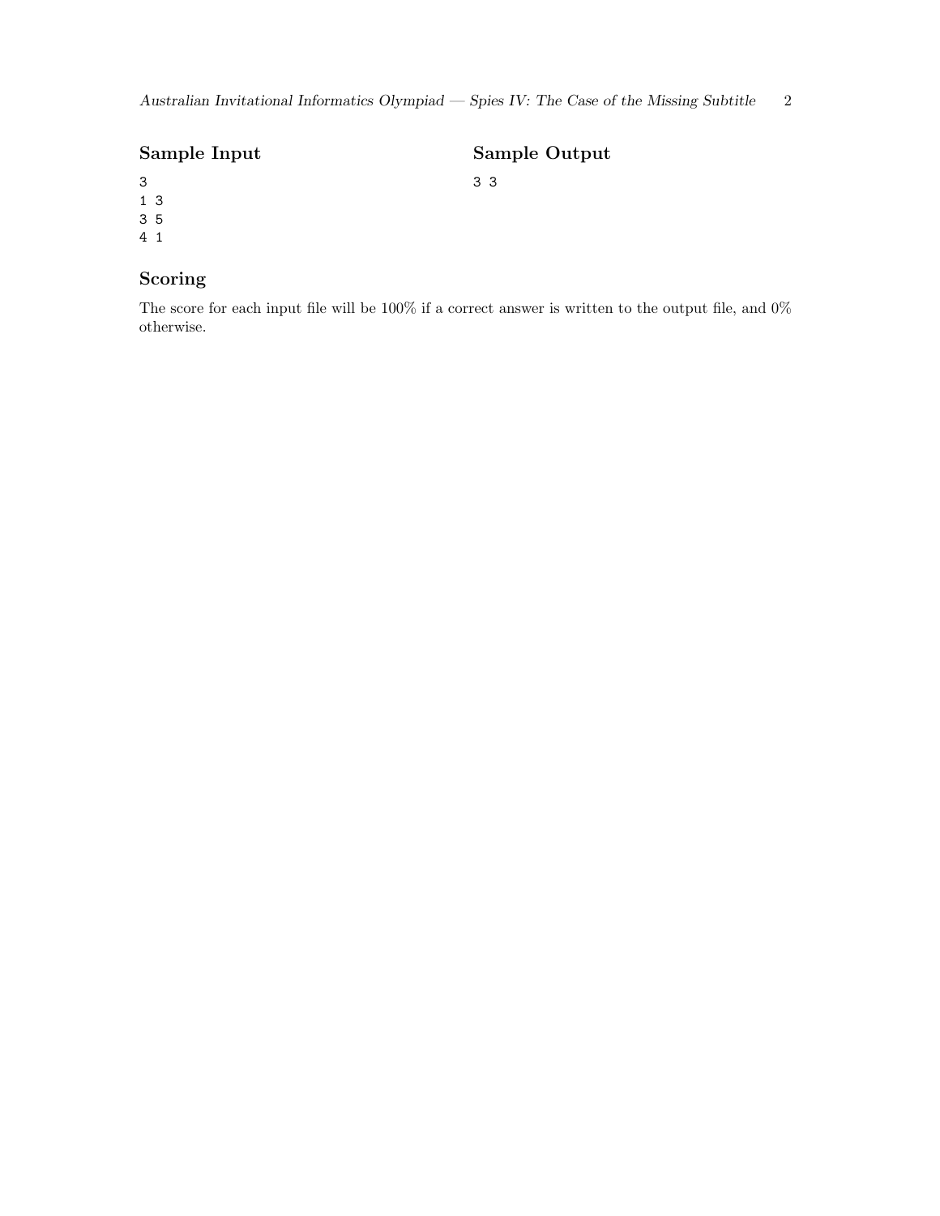## Sample Input

```
3
1 3
3 5
4 1
```

## Sample Output

```
3 3
```

## Scoring

The score for each input file will be 100% if a correct answer is written to the output file, and 0% otherwise.